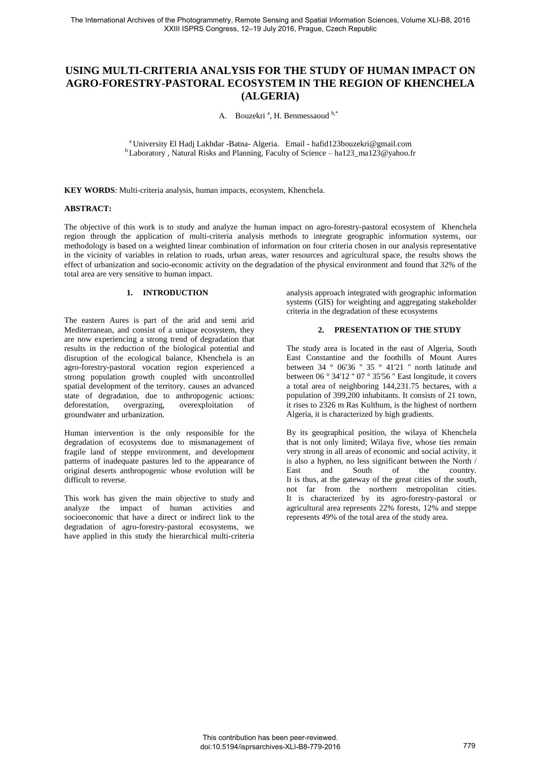# USING MULTI-CRITERIA ANALYSIS FOR THE STUDY OF HUMAN IMPACT ON AGRO-FORESTRY-PASTORAL ECOSYSTEM IN THE REGION OF KHENCHELA (ALGERIA)

A. Bouzekri [a], H. Benmessaoud [b,*]

[a] University El Hadj Lakhdar -Batna- Algeria. Email - hafid123bouzekri@gmail.com
[b] Laboratory , Natural Risks and Planning, Faculty of Science – ha123_ma123@yahoo.fr

**KEY WORDS**: Multi-criteria analysis, human impacts, ecosystem, Khenchela.

**ABSTRACT:**

The objective of this work is to study and analyze the human impact on agro-forestry-pastoral ecosystem of Khenchela region through the application of multi-criteria analysis methods to integrate geographic information systems, our methodology is based on a weighted linear combination of information on four criteria chosen in our analysis representative in the vicinity of variables in relation to roads, urban areas, water resources and agricultural space, the results shows the effect of urbanization and socio-economic activity on the degradation of the physical environment and found that 32% of the total area are very sensitive to human impact.

## 1. INTRODUCTION

The eastern Aures is part of the arid and semi arid Mediterranean, and consist of a unique ecosystem, they are now experiencing a strong trend of degradation that results in the reduction of the biological potential and disruption of the ecological balance, Khenchela is an agro-forestry-pastoral vocation region experienced a strong population growth coupled with uncontrolled spatial development of the territory. causes an advanced state of degradation, due to anthropogenic actions: deforestation, overgrazing, overexploitation of groundwater and urbanization.

Human intervention is the only responsible for the degradation of ecosystems due to mismanagement of fragile land of steppe environment, and development patterns of inadequate pastures led to the appearance of original deserts anthropogenic whose evolution will be difficult to reverse.

This work has given the main objective to study and analyze the impact of human activities and socioeconomic that have a direct or indirect link to the degradation of agro-forestry-pastoral ecosystems, we have applied in this study the hierarchical multi-criteria analysis approach integrated with geographic information systems (GIS) for weighting and aggregating stakeholder criteria in the degradation of these ecosystems

## 2. PRESENTATION OF THE STUDY

The study area is located in the east of Algeria, South East Constantine and the foothills of Mount Aures between 34 ° 06'36 " 35 ° 41'21 " north latitude and between 06 ° 34'12 " 07 ° 35'56 " East longitude, it covers a total area of neighboring 144,231.75 hectares, with a population of 399,200 inhabitants. It consists of 21 town, it rises to 2326 m Ras Kulthum, is the highest of northern Algeria, it is characterized by high gradients.

By its geographical position, the wilaya of Khenchela that is not only limited; Wilaya five, whose ties remain very strong in all areas of economic and social activity, it is also a hyphen, no less significant between the North / East and South of the country.
It is thus, at the gateway of the great cities of the south, not far from the northern metropolitan cities.
It is characterized by its agro-forestry-pastoral or agricultural area represents 22% forests, 12% and steppe represents 49% of the total area of the study area.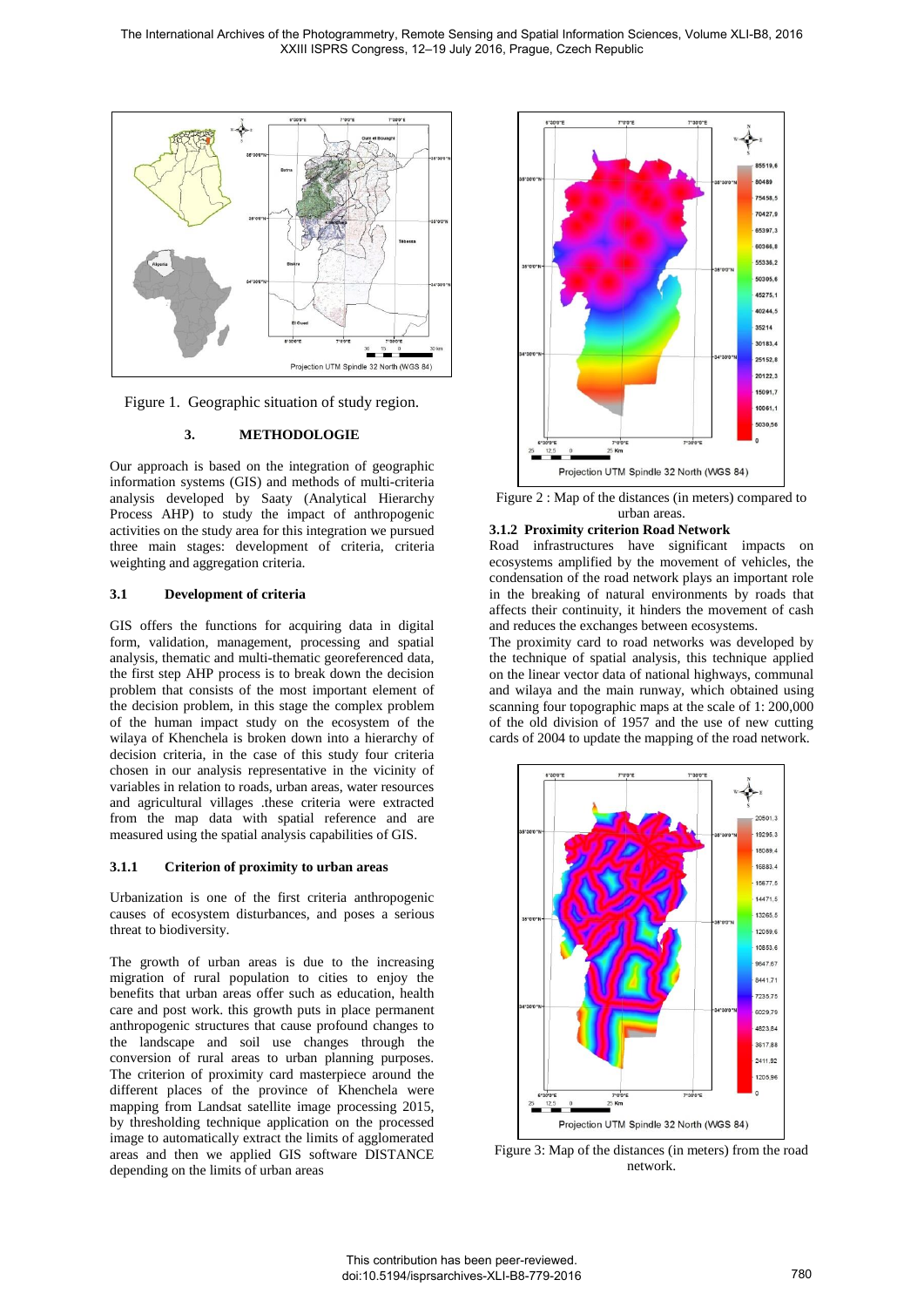Figure 1. Geographic situation of study region.

## 3. METHODOLOGIE

Our approach is based on the integration of geographic information systems (GIS) and methods of multi-criteria analysis developed by Saaty (Analytical Hierarchy Process AHP) to study the impact of anthropogenic activities on the study area for this integration we pursued three main stages: development of criteria, criteria weighting and aggregation criteria.

### 3.1 Development of criteria

GIS offers the functions for acquiring data in digital form, validation, management, processing and spatial analysis, thematic and multi-thematic georeferenced data, the first step AHP process is to break down the decision problem that consists of the most important element of the decision problem, in this stage the complex problem of the human impact study on the ecosystem of the wilaya of Khenchela is broken down into a hierarchy of decision criteria, in the case of this study four criteria chosen in our analysis representative in the vicinity of variables in relation to roads, urban areas, water resources and agricultural villages .these criteria were extracted from the map data with spatial reference and are measured using the spatial analysis capabilities of GIS.

#### 3.1.1 Criterion of proximity to urban areas

Urbanization is one of the first criteria anthropogenic causes of ecosystem disturbances, and poses a serious threat to biodiversity.

The growth of urban areas is due to the increasing migration of rural population to cities to enjoy the benefits that urban areas offer such as education, health care and post work. this growth puts in place permanent anthropogenic structures that cause profound changes to the landscape and soil use changes through the conversion of rural areas to urban planning purposes. The criterion of proximity card masterpiece around the different places of the province of Khenchela were mapping from Landsat satellite image processing 2015, by thresholding technique application on the processed image to automatically extract the limits of agglomerated areas and then we applied GIS software DISTANCE depending on the limits of urban areas

Figure 2 : Map of the distances (in meters) compared to urban areas.

#### 3.1.2 Proximity criterion Road Network

Road infrastructures have significant impacts on ecosystems amplified by the movement of vehicles, the condensation of the road network plays an important role in the breaking of natural environments by roads that affects their continuity, it hinders the movement of cash and reduces the exchanges between ecosystems.

The proximity card to road networks was developed by the technique of spatial analysis, this technique applied on the linear vector data of national highways, communal and wilaya and the main runway, which obtained using scanning four topographic maps at the scale of 1: 200,000 of the old division of 1957 and the use of new cutting cards of 2004 to update the mapping of the road network.

Figure 3: Map of the distances (in meters) from the road network.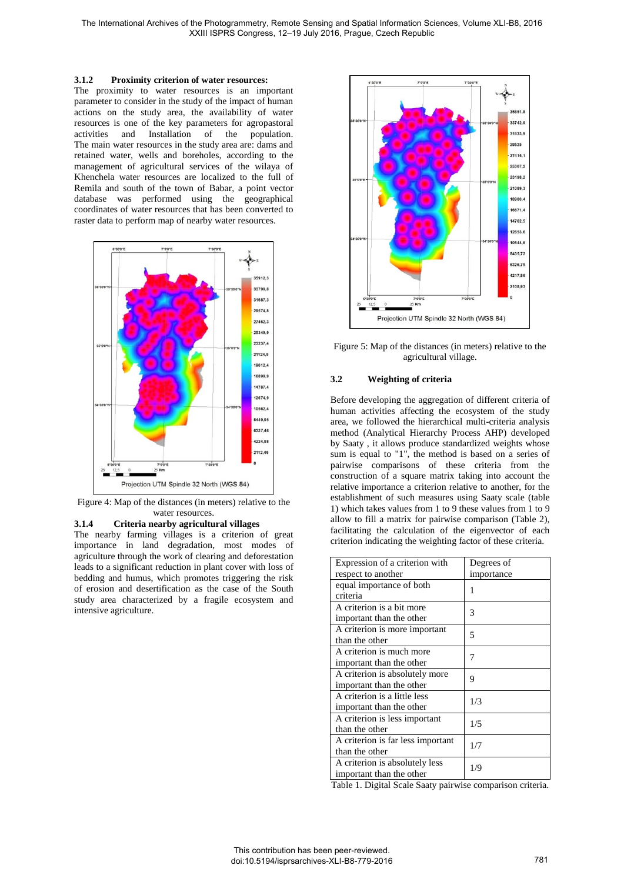#### 3.1.2 Proximity criterion of water resources:

The proximity to water resources is an important parameter to consider in the study of the impact of human actions on the study area, the availability of water resources is one of the key parameters for agropastoral activities and Installation of the population. The main water resources in the study area are: dams and retained water, wells and boreholes, according to the management of agricultural services of the wilaya of Khenchela water resources are localized to the full of Remila and south of the town of Babar, a point vector database was performed using the geographical coordinates of water resources that has been converted to raster data to perform map of nearby water resources.

Figure 4: Map of the distances (in meters) relative to the water resources.

#### 3.1.4 Criteria nearby agricultural villages

The nearby farming villages is a criterion of great importance in land degradation, most modes of agriculture through the work of clearing and deforestation leads to a significant reduction in plant cover with loss of bedding and humus, which promotes triggering the risk of erosion and desertification as the case of the South study area characterized by a fragile ecosystem and intensive agriculture.

Figure 5: Map of the distances (in meters) relative to the agricultural village.

### 3.2 Weighting of criteria

Before developing the aggregation of different criteria of human activities affecting the ecosystem of the study area, we followed the hierarchical multi-criteria analysis method (Analytical Hierarchy Process AHP) developed by Saaty , it allows produce standardized weights whose sum is equal to "1", the method is based on a series of pairwise comparisons of these criteria from the construction of a square matrix taking into account the relative importance a criterion relative to another, for the establishment of such measures using Saaty scale (table 1) which takes values from 1 to 9 these values from 1 to 9 allow to fill a matrix for pairwise comparison (Table 2), facilitating the calculation of the eigenvector of each criterion indicating the weighting factor of these criteria.

| Expression of a criterion with respect to another | Degrees of importance |
|---|---|
| equal importance of both criteria | 1 |
| A criterion is a bit more important than the other | 3 |
| A criterion is more important than the other | 5 |
| A criterion is much more important than the other | 7 |
| A criterion is absolutely more important than the other | 9 |
| A criterion is a little less important than the other | 1/3 |
| A criterion is less important than the other | 1/5 |
| A criterion is far less important than the other | 1/7 |
| A criterion is absolutely less important than the other | 1/9 |

Table 1. Digital Scale Saaty pairwise comparison criteria.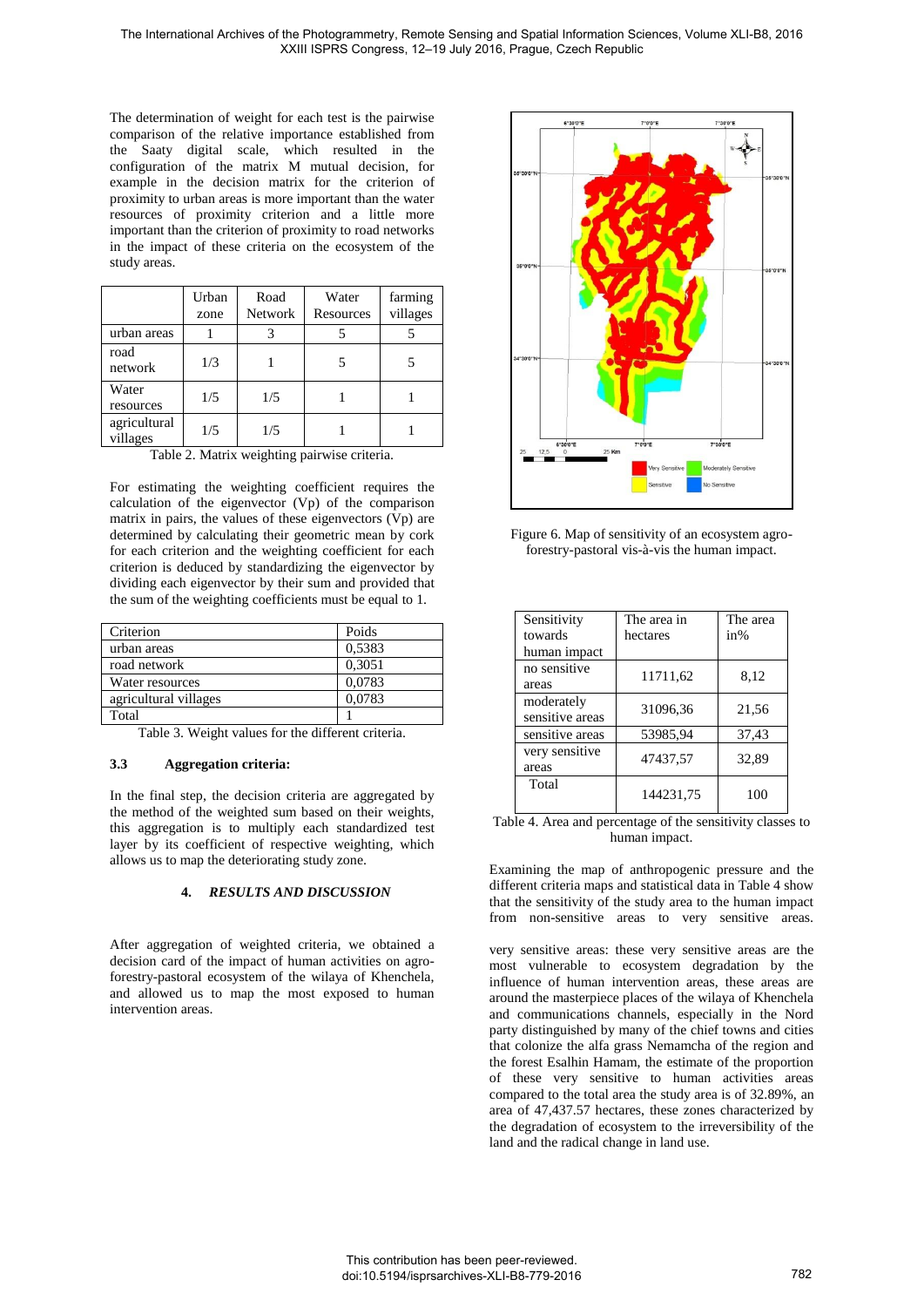The determination of weight for each test is the pairwise comparison of the relative importance established from the Saaty digital scale, which resulted in the configuration of the matrix M mutual decision, for example in the decision matrix for the criterion of proximity to urban areas is more important than the water resources of proximity criterion and a little more important than the criterion of proximity to road networks in the impact of these criteria on the ecosystem of the study areas.

| | Urban zone | Road Network | Water Resources | farming villages |
|---|---|---|---|---|
| urban areas | 1 | 3 | 5 | 5 |
| road network | 1/3 | 1 | 5 | 5 |
| Water resources | 1/5 | 1/5 | 1 | 1 |
| agricultural villages | 1/5 | 1/5 | 1 | 1 |

Table 2. Matrix weighting pairwise criteria.

For estimating the weighting coefficient requires the calculation of the eigenvector (Vp) of the comparison matrix in pairs, the values of these eigenvectors (Vp) are determined by calculating their geometric mean by cork for each criterion and the weighting coefficient for each criterion is deduced by standardizing the eigenvector by dividing each eigenvector by their sum and provided that the sum of the weighting coefficients must be equal to 1.

| Criterion | Poids |
|---|---|
| urban areas | 0,5383 |
| road network | 0,3051 |
| Water resources | 0,0783 |
| agricultural villages | 0,0783 |
| Total | 1 |

Table 3. Weight values for the different criteria.

### 3.3 Aggregation criteria:

In the final step, the decision criteria are aggregated by the method of the weighted sum based on their weights, this aggregation is to multiply each standardized test layer by its coefficient of respective weighting, which allows us to map the deteriorating study zone.

## 4. *RESULTS AND DISCUSSION*

After aggregation of weighted criteria, we obtained a decision card of the impact of human activities on agro-forestry-pastoral ecosystem of the wilaya of Khenchela, and allowed us to map the most exposed to human intervention areas.

Figure 6. Map of sensitivity of an ecosystem agro-forestry-pastoral vis-à-vis the human impact.

| Sensitivity towards human impact | The area in hectares | The area in% |
|---|---|---|
| no sensitive areas | 11711,62 | 8,12 |
| moderately sensitive areas | 31096,36 | 21,56 |
| sensitive areas | 53985,94 | 37,43 |
| very sensitive areas | 47437,57 | 32,89 |
| Total | 144231,75 | 100 |

Table 4. Area and percentage of the sensitivity classes to human impact.

Examining the map of anthropogenic pressure and the different criteria maps and statistical data in Table 4 show that the sensitivity of the study area to the human impact from non-sensitive areas to very sensitive areas.

very sensitive areas: these very sensitive areas are the most vulnerable to ecosystem degradation by the influence of human intervention areas, these areas are around the masterpiece places of the wilaya of Khenchela and communications channels, especially in the Nord party distinguished by many of the chief towns and cities that colonize the alfa grass Nemamcha of the region and the forest Esalhin Hamam, the estimate of the proportion of these very sensitive to human activities areas compared to the total area the study area is of 32.89%, an area of 47,437.57 hectares, these zones characterized by the degradation of ecosystem to the irreversibility of the land and the radical change in land use.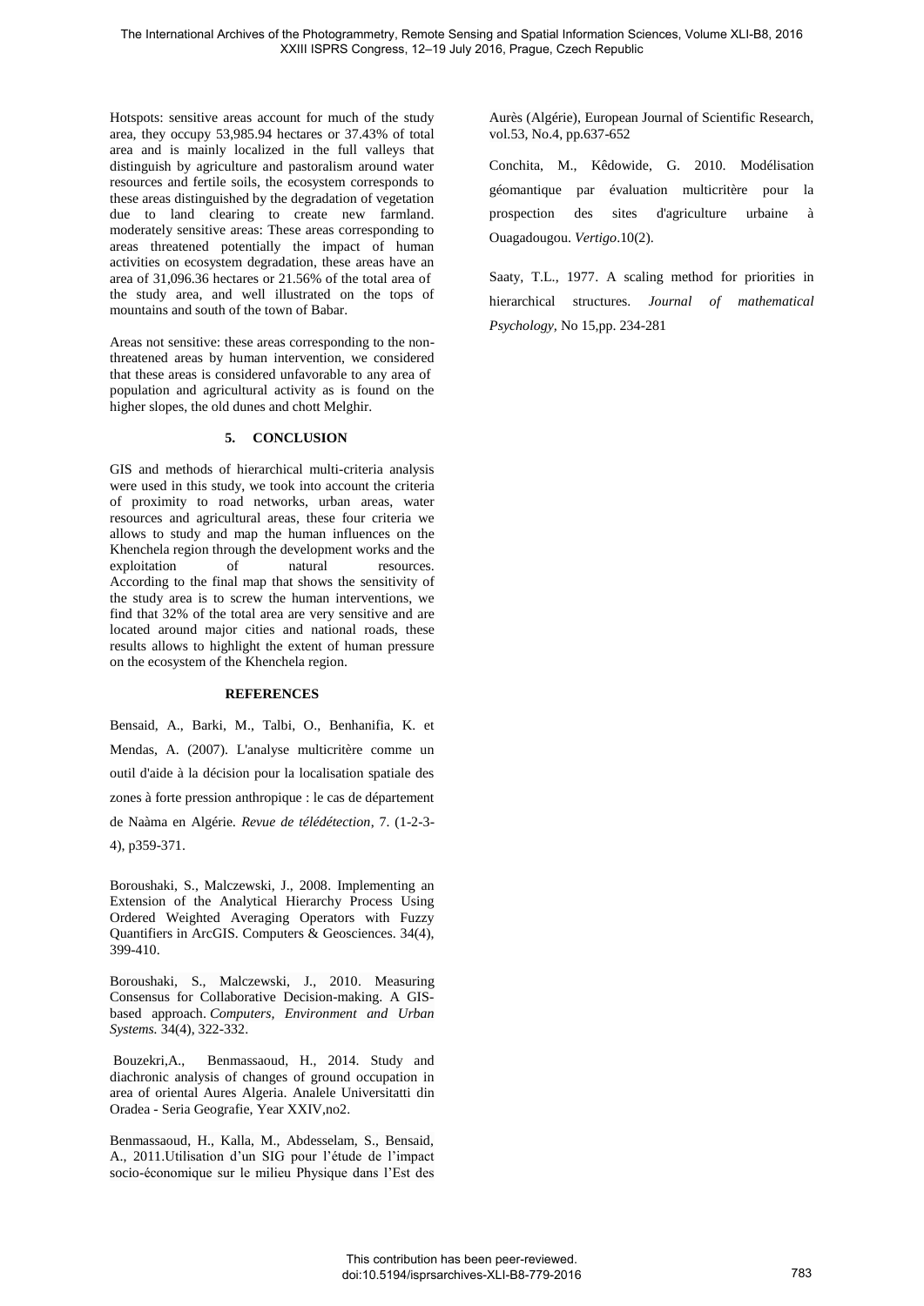Hotspots: sensitive areas account for much of the study area, they occupy 53,985.94 hectares or 37.43% of total area and is mainly localized in the full valleys that distinguish by agriculture and pastoralism around water resources and fertile soils, the ecosystem corresponds to these areas distinguished by the degradation of vegetation due to land clearing to create new farmland. moderately sensitive areas: These areas corresponding to areas threatened potentially the impact of human activities on ecosystem degradation, these areas have an area of 31,096.36 hectares or 21.56% of the total area of the study area, and well illustrated on the tops of mountains and south of the town of Babar.

Areas not sensitive: these areas corresponding to the non-threatened areas by human intervention, we considered that these areas is considered unfavorable to any area of population and agricultural activity as is found on the higher slopes, the old dunes and chott Melghir.

## 5. CONCLUSION

GIS and methods of hierarchical multi-criteria analysis were used in this study, we took into account the criteria of proximity to road networks, urban areas, water resources and agricultural areas, these four criteria we allows to study and map the human influences on the Khenchela region through the development works and the exploitation of natural resources. According to the final map that shows the sensitivity of the study area is to screw the human interventions, we find that 32% of the total area are very sensitive and are located around major cities and national roads, these results allows to highlight the extent of human pressure on the ecosystem of the Khenchela region.

## REFERENCES

Bensaid, A., Barki, M., Talbi, O., Benhanifia, K. et Mendas, A. (2007). L'analyse multicritère comme un outil d'aide à la décision pour la localisation spatiale des zones à forte pression anthropique : le cas de département de Naàma en Algérie. *Revue de télédétection*, 7. (1-2-3-4), p359-371.

Boroushaki, S., Malczewski, J., 2008. Implementing an Extension of the Analytical Hierarchy Process Using Ordered Weighted Averaging Operators with Fuzzy Quantifiers in ArcGIS. Computers & Geosciences. 34(4), 399-410.

Boroushaki, S., Malczewski, J., 2010. Measuring Consensus for Collaborative Decision-making. A GIS-based approach. *Computers, Environment and Urban Systems*. 34(4), 322-332.

Bouzekri,A., Benmassaoud, H., 2014. Study and diachronic analysis of changes of ground occupation in area of oriental Aures Algeria. Analele Universitatti din Oradea - Seria Geografie, Year XXIV,no2.

Benmassaoud, H., Kalla, M., Abdesselam, S., Bensaid, A., 2011.Utilisation d'un SIG pour l'étude de l'impact socio-économique sur le milieu Physique dans l'Est des Aurès (Algérie), European Journal of Scientific Research, vol.53, No.4, pp.637-652

Conchita, M., Kêdowide, G. 2010. Modélisation géomantique par évaluation multicritère pour la prospection des sites d'agriculture urbaine à Ouagadougou. *Vertigo*.10(2).

Saaty, T.L., 1977. A scaling method for priorities in hierarchical structures. *Journal of mathematical Psychology*, No 15,pp. 234-281